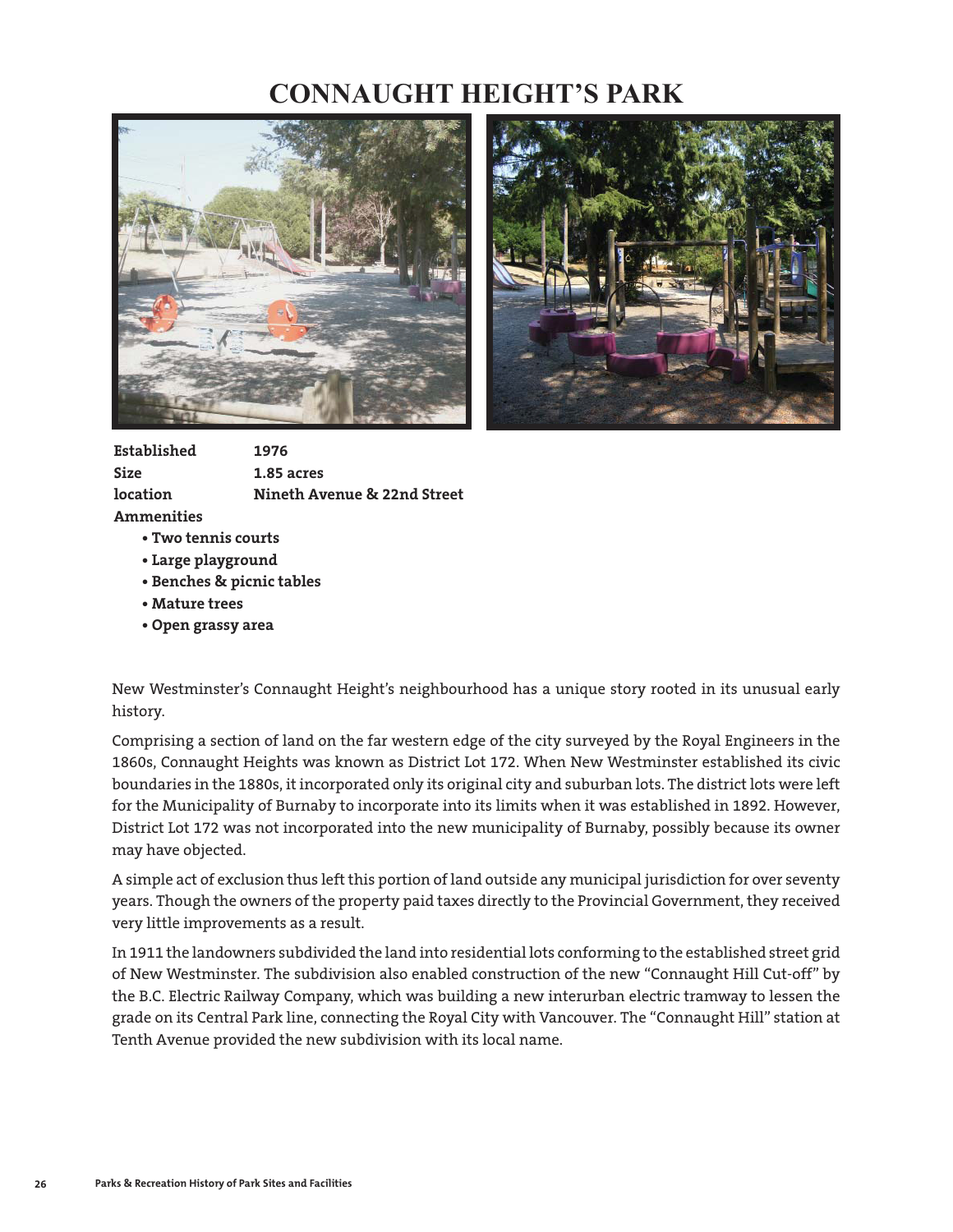# CONNAUGHT HEIGHT'S PARK

| | |
|---|---|
| **Established** | **1976** |
| **Size** | **1.85 acres** |
| **location** | **Nineth Avenue & 22nd Street** |

**Ammenities**

- **Two tennis courts**
- **Large playground**
- **Benches & picnic tables**
- **Mature trees**
- **Open grassy area**

New Westminster's Connaught Height's neighbourhood has a unique story rooted in its unusual early history.

Comprising a section of land on the far western edge of the city surveyed by the Royal Engineers in the 1860s, Connaught Heights was known as District Lot 172. When New Westminster established its civic boundaries in the 1880s, it incorporated only its original city and suburban lots. The district lots were left for the Municipality of Burnaby to incorporate into its limits when it was established in 1892. However, District Lot 172 was not incorporated into the new municipality of Burnaby, possibly because its owner may have objected.

A simple act of exclusion thus left this portion of land outside any municipal jurisdiction for over seventy years. Though the owners of the property paid taxes directly to the Provincial Government, they received very little improvements as a result.

In 1911 the landowners subdivided the land into residential lots conforming to the established street grid of New Westminster. The subdivision also enabled construction of the new "Connaught Hill Cut-off" by the B.C. Electric Railway Company, which was building a new interurban electric tramway to lessen the grade on its Central Park line, connecting the Royal City with Vancouver. The "Connaught Hill" station at Tenth Avenue provided the new subdivision with its local name.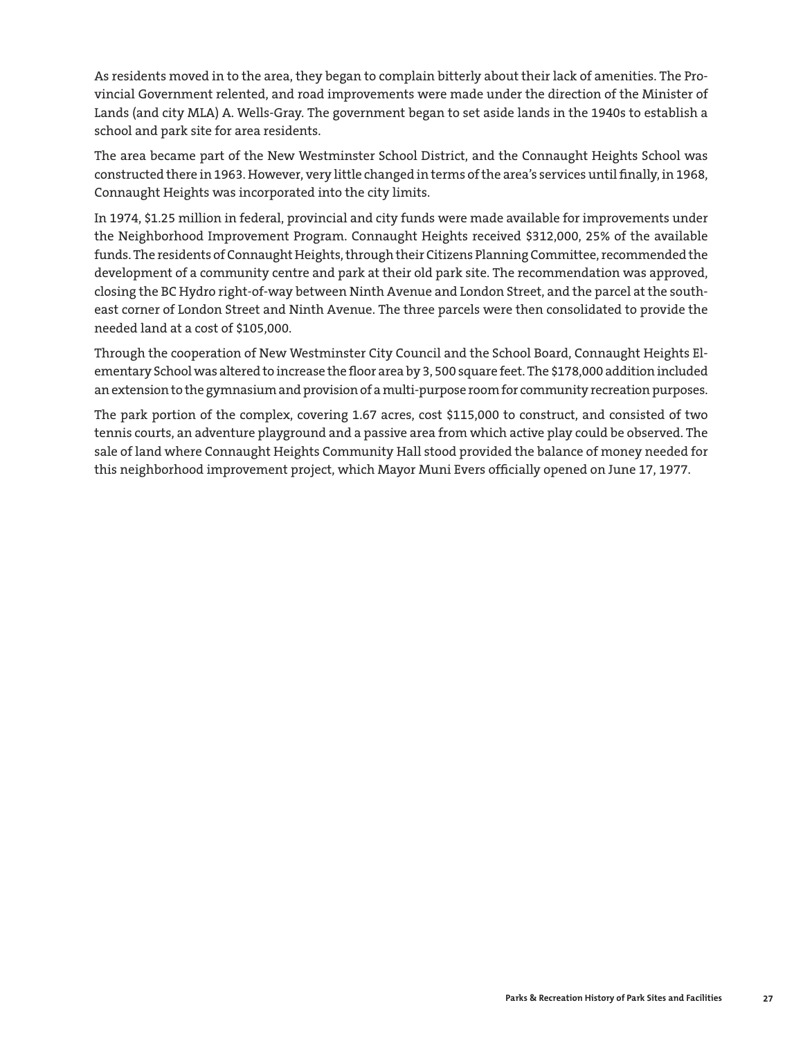As residents moved in to the area, they began to complain bitterly about their lack of amenities. The Provincial Government relented, and road improvements were made under the direction of the Minister of Lands (and city MLA) A. Wells-Gray. The government began to set aside lands in the 1940s to establish a school and park site for area residents.

The area became part of the New Westminster School District, and the Connaught Heights School was constructed there in 1963. However, very little changed in terms of the area's services until finally, in 1968, Connaught Heights was incorporated into the city limits.

In 1974, $1.25 million in federal, provincial and city funds were made available for improvements under the Neighborhood Improvement Program. Connaught Heights received $312,000, 25% of the available funds. The residents of Connaught Heights, through their Citizens Planning Committee, recommended the development of a community centre and park at their old park site. The recommendation was approved, closing the BC Hydro right-of-way between Ninth Avenue and London Street, and the parcel at the southeast corner of London Street and Ninth Avenue. The three parcels were then consolidated to provide the needed land at a cost of $105,000.

Through the cooperation of New Westminster City Council and the School Board, Connaught Heights Elementary School was altered to increase the floor area by 3, 500 square feet. The $178,000 addition included an extension to the gymnasium and provision of a multi-purpose room for community recreation purposes.

The park portion of the complex, covering 1.67 acres, cost $115,000 to construct, and consisted of two tennis courts, an adventure playground and a passive area from which active play could be observed. The sale of land where Connaught Heights Community Hall stood provided the balance of money needed for this neighborhood improvement project, which Mayor Muni Evers officially opened on June 17, 1977.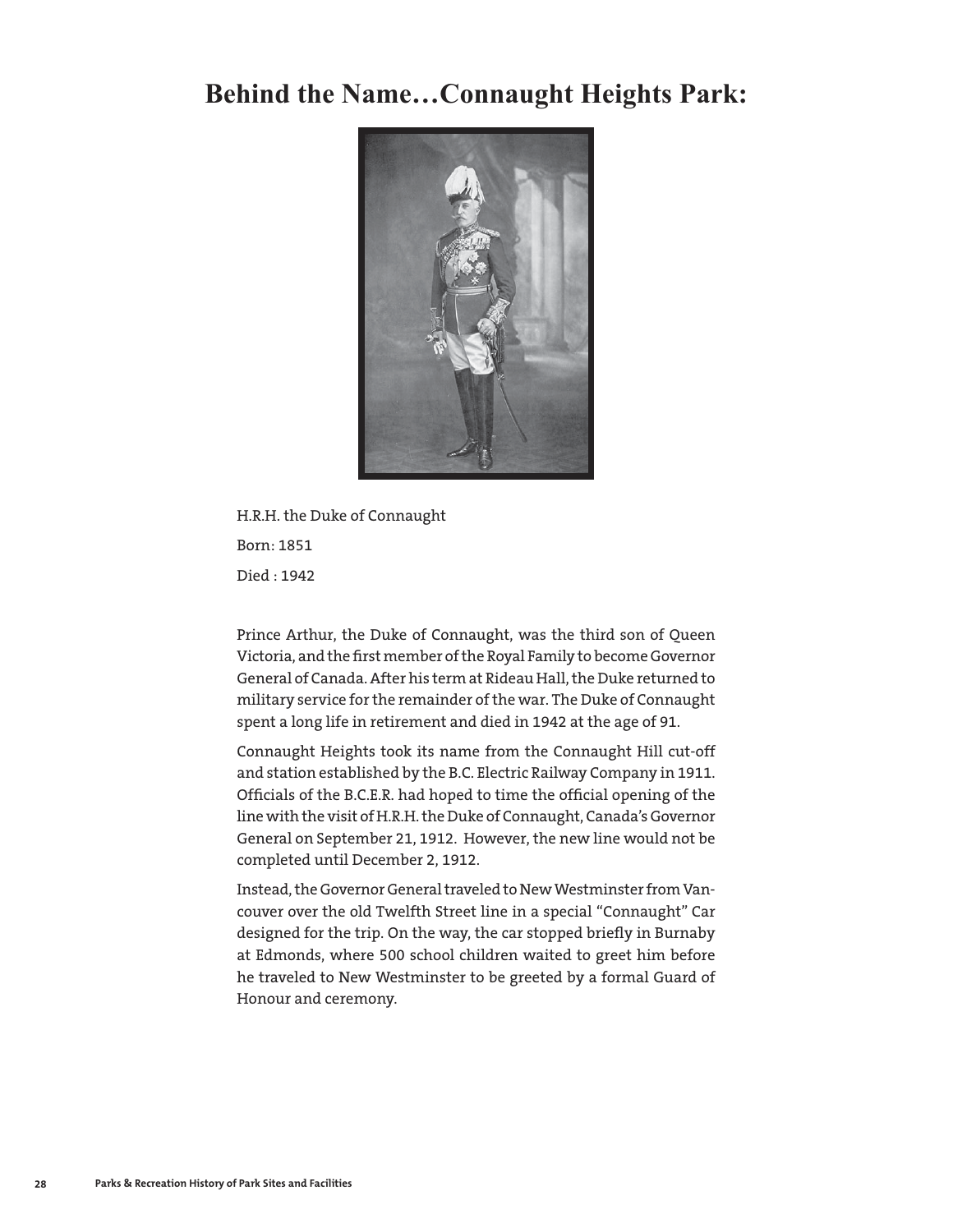# Behind the Name…Connaught Heights Park:

H.R.H. the Duke of Connaught

Born: 1851

Died : 1942

Prince Arthur, the Duke of Connaught, was the third son of Queen Victoria, and the first member of the Royal Family to become Governor General of Canada. After his term at Rideau Hall, the Duke returned to military service for the remainder of the war. The Duke of Connaught spent a long life in retirement and died in 1942 at the age of 91.

Connaught Heights took its name from the Connaught Hill cut-off and station established by the B.C. Electric Railway Company in 1911. Officials of the B.C.E.R. had hoped to time the official opening of the line with the visit of H.R.H. the Duke of Connaught, Canada's Governor General on September 21, 1912. However, the new line would not be completed until December 2, 1912.

Instead, the Governor General traveled to New Westminster from Vancouver over the old Twelfth Street line in a special "Connaught" Car designed for the trip. On the way, the car stopped briefly in Burnaby at Edmonds, where 500 school children waited to greet him before he traveled to New Westminster to be greeted by a formal Guard of Honour and ceremony.